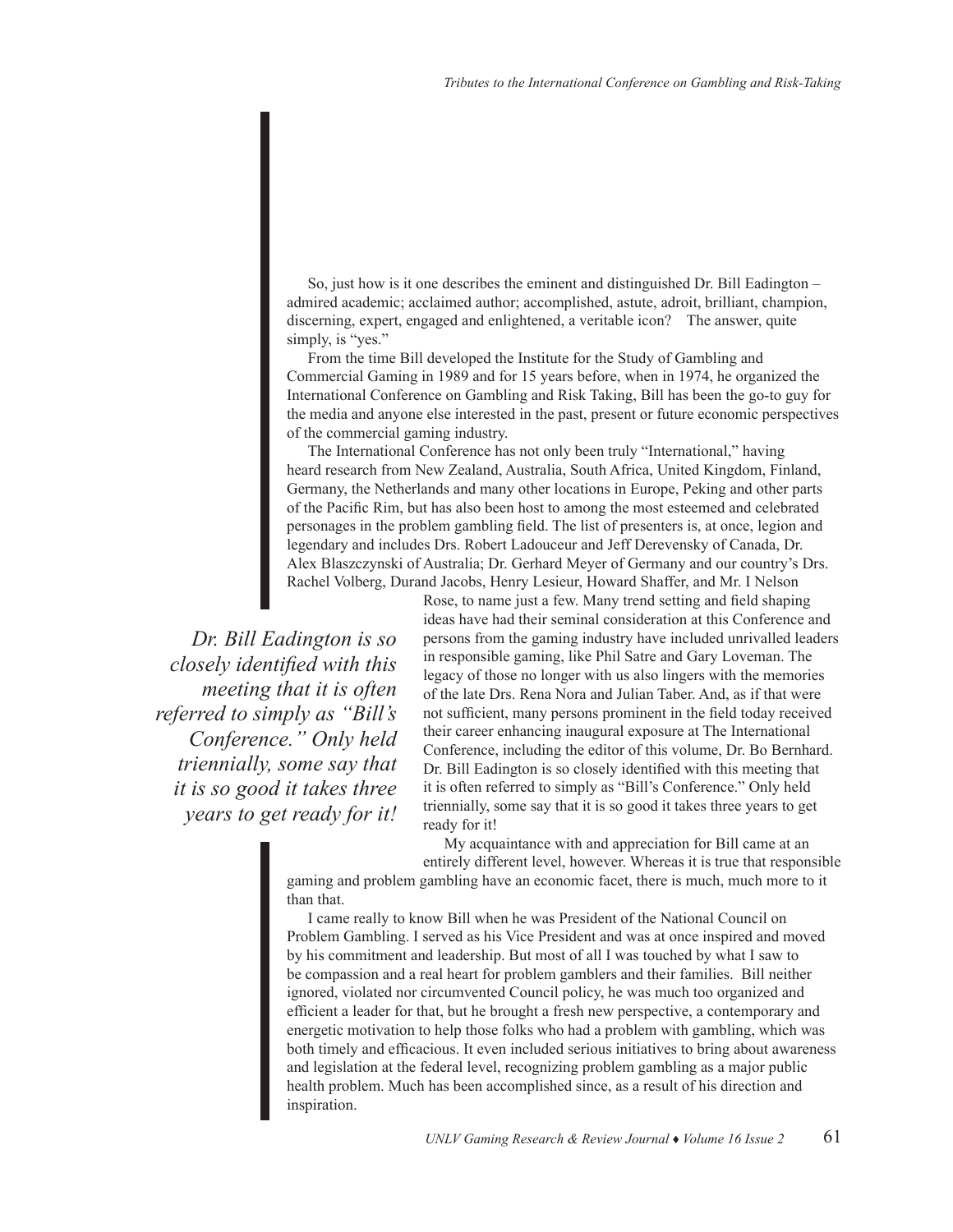So, just how is it one describes the eminent and distinguished Dr. Bill Eadington – admired academic; acclaimed author; accomplished, astute, adroit, brilliant, champion, discerning, expert, engaged and enlightened, a veritable icon? The answer, quite simply, is "yes."

From the time Bill developed the Institute for the Study of Gambling and Commercial Gaming in 1989 and for 15 years before, when in 1974, he organized the International Conference on Gambling and Risk Taking, Bill has been the go-to guy for the media and anyone else interested in the past, present or future economic perspectives of the commercial gaming industry.

The International Conference has not only been truly "International," having heard research from New Zealand, Australia, South Africa, United Kingdom, Finland, Germany, the Netherlands and many other locations in Europe, Peking and other parts of the Pacific Rim, but has also been host to among the most esteemed and celebrated personages in the problem gambling field. The list of presenters is, at once, legion and legendary and includes Drs. Robert Ladouceur and Jeff Derevensky of Canada, Dr. Alex Blaszczynski of Australia; Dr. Gerhard Meyer of Germany and our country's Drs. Rachel Volberg, Durand Jacobs, Henry Lesieur, Howard Shaffer, and Mr. I Nelson Rose, to name just a few. Many trend setting and field shaping ideas have had their seminal consideration at this Conference and persons from the gaming industry have included unrivalled leaders in responsible gaming, like Phil Satre and Gary Loveman. The legacy of those no longer with us also lingers with the memories of the late Drs. Rena Nora and Julian Taber. And, as if that were not sufficient, many persons prominent in the field today received their career enhancing inaugural exposure at The International Conference, including the editor of this volume, Dr. Bo Bernhard. Dr. Bill Eadington is so closely identified with this meeting that it is often referred to simply as "Bill's Conference." Only held triennially, some say that it is so good it takes three years to get ready for it!

> *Dr. Bill Eadington is so closely identified with this meeting that it is often referred to simply as "Bill's Conference." Only held triennially, some say that it is so good it takes three years to get ready for it!*

My acquaintance with and appreciation for Bill came at an entirely different level, however. Whereas it is true that responsible gaming and problem gambling have an economic facet, there is much, much more to it than that.

I came really to know Bill when he was President of the National Council on Problem Gambling. I served as his Vice President and was at once inspired and moved by his commitment and leadership. But most of all I was touched by what I saw to be compassion and a real heart for problem gamblers and their families. Bill neither ignored, violated nor circumvented Council policy, he was much too organized and efficient a leader for that, but he brought a fresh new perspective, a contemporary and energetic motivation to help those folks who had a problem with gambling, which was both timely and efficacious. It even included serious initiatives to bring about awareness and legislation at the federal level, recognizing problem gambling as a major public health problem. Much has been accomplished since, as a result of his direction and inspiration.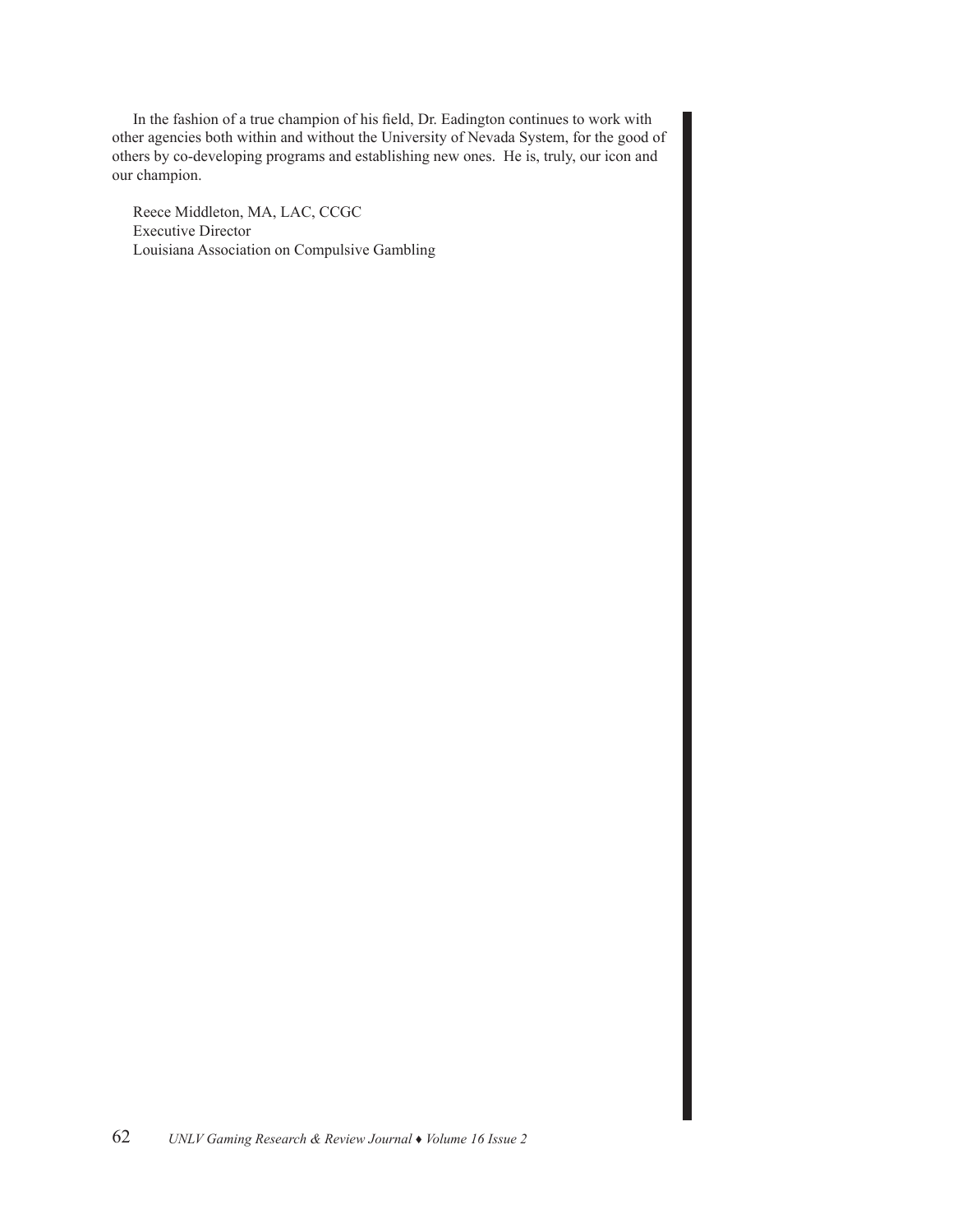In the fashion of a true champion of his field, Dr. Eadington continues to work with other agencies both within and without the University of Nevada System, for the good of others by co-developing programs and establishing new ones. He is, truly, our icon and our champion.

Reece Middleton, MA, LAC, CCGC  
Executive Director  
Louisiana Association on Compulsive Gambling